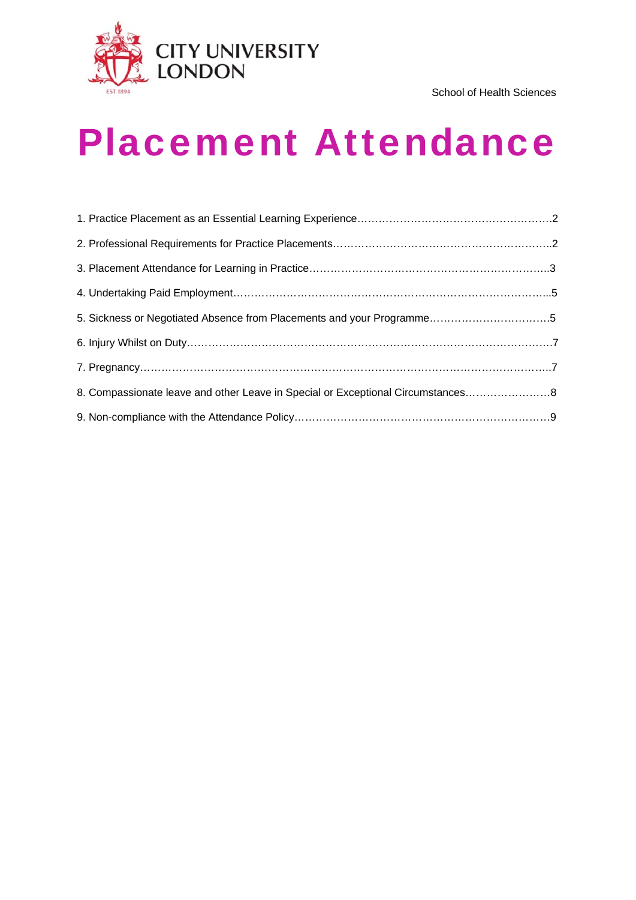CITY UNIVERSITY LONDON

EST 1894

School of Health Sciences

# Placement Attendance

1. Practice Placement as an Essential Learning Experience……………………………………………….2
2. Professional Requirements for Practice Placements……………………………………………………..2
3. Placement Attendance for Learning in Practice……………………………………………………………3
4. Undertaking Paid Employment……………………………………………………………………………...5
5. Sickness or Negotiated Absence from Placements and your Programme……………………………5
6. Injury Whilst on Duty…………………………………………………………………………………………7
7. Pregnancy……………………………………………………………………………………………………..7
8. Compassionate leave and other Leave in Special or Exceptional Circumstances……………………8
9. Non-compliance with the Attendance Policy………………………………………………………………9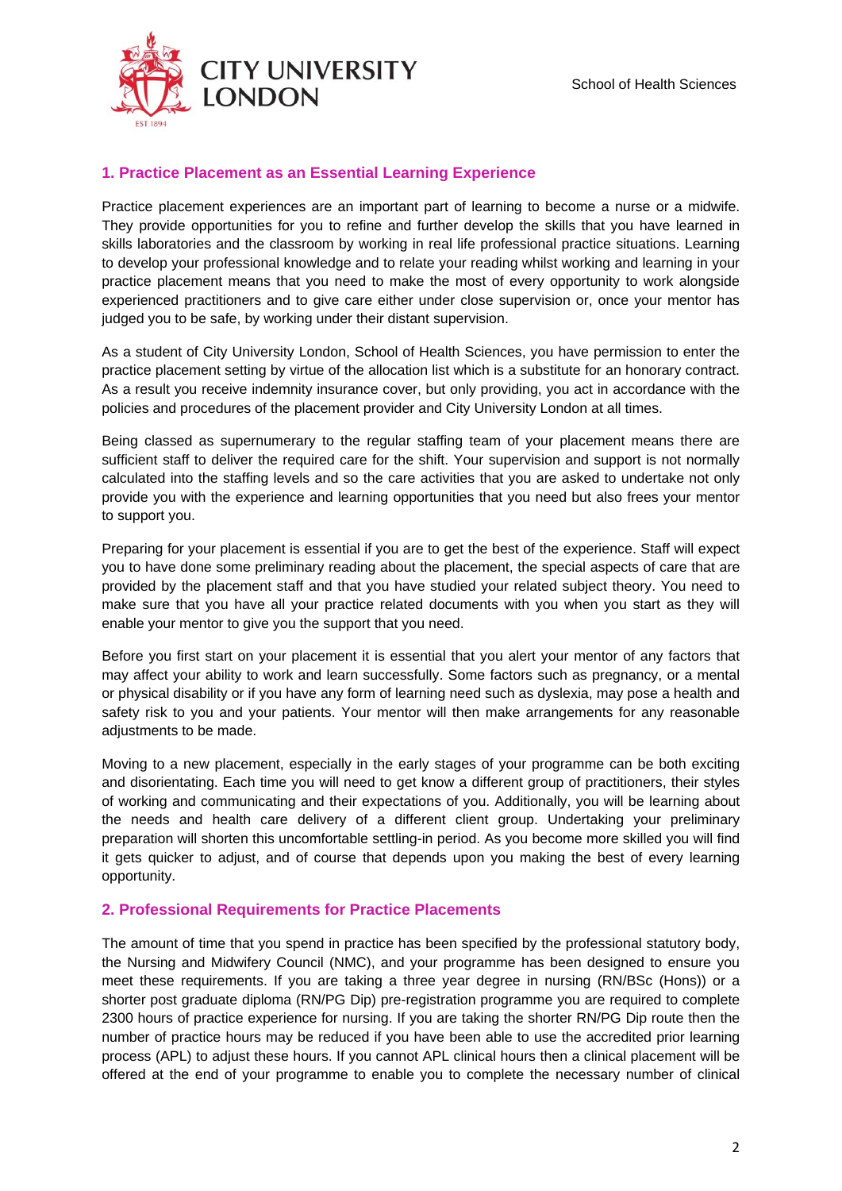## 1. Practice Placement as an Essential Learning Experience

Practice placement experiences are an important part of learning to become a nurse or a midwife. They provide opportunities for you to refine and further develop the skills that you have learned in skills laboratories and the classroom by working in real life professional practice situations. Learning to develop your professional knowledge and to relate your reading whilst working and learning in your practice placement means that you need to make the most of every opportunity to work alongside experienced practitioners and to give care either under close supervision or, once your mentor has judged you to be safe, by working under their distant supervision.

As a student of City University London, School of Health Sciences, you have permission to enter the practice placement setting by virtue of the allocation list which is a substitute for an honorary contract. As a result you receive indemnity insurance cover, but only providing, you act in accordance with the policies and procedures of the placement provider and City University London at all times.

Being classed as supernumerary to the regular staffing team of your placement means there are sufficient staff to deliver the required care for the shift. Your supervision and support is not normally calculated into the staffing levels and so the care activities that you are asked to undertake not only provide you with the experience and learning opportunities that you need but also frees your mentor to support you.

Preparing for your placement is essential if you are to get the best of the experience. Staff will expect you to have done some preliminary reading about the placement, the special aspects of care that are provided by the placement staff and that you have studied your related subject theory. You need to make sure that you have all your practice related documents with you when you start as they will enable your mentor to give you the support that you need.

Before you first start on your placement it is essential that you alert your mentor of any factors that may affect your ability to work and learn successfully. Some factors such as pregnancy, or a mental or physical disability or if you have any form of learning need such as dyslexia, may pose a health and safety risk to you and your patients. Your mentor will then make arrangements for any reasonable adjustments to be made.

Moving to a new placement, especially in the early stages of your programme can be both exciting and disorientating. Each time you will need to get know a different group of practitioners, their styles of working and communicating and their expectations of you. Additionally, you will be learning about the needs and health care delivery of a different client group. Undertaking your preliminary preparation will shorten this uncomfortable settling-in period. As you become more skilled you will find it gets quicker to adjust, and of course that depends upon you making the best of every learning opportunity.

## 2. Professional Requirements for Practice Placements

The amount of time that you spend in practice has been specified by the professional statutory body, the Nursing and Midwifery Council (NMC), and your programme has been designed to ensure you meet these requirements. If you are taking a three year degree in nursing (RN/BSc (Hons)) or a shorter post graduate diploma (RN/PG Dip) pre-registration programme you are required to complete 2300 hours of practice experience for nursing. If you are taking the shorter RN/PG Dip route then the number of practice hours may be reduced if you have been able to use the accredited prior learning process (APL) to adjust these hours. If you cannot APL clinical hours then a clinical placement will be offered at the end of your programme to enable you to complete the necessary number of clinical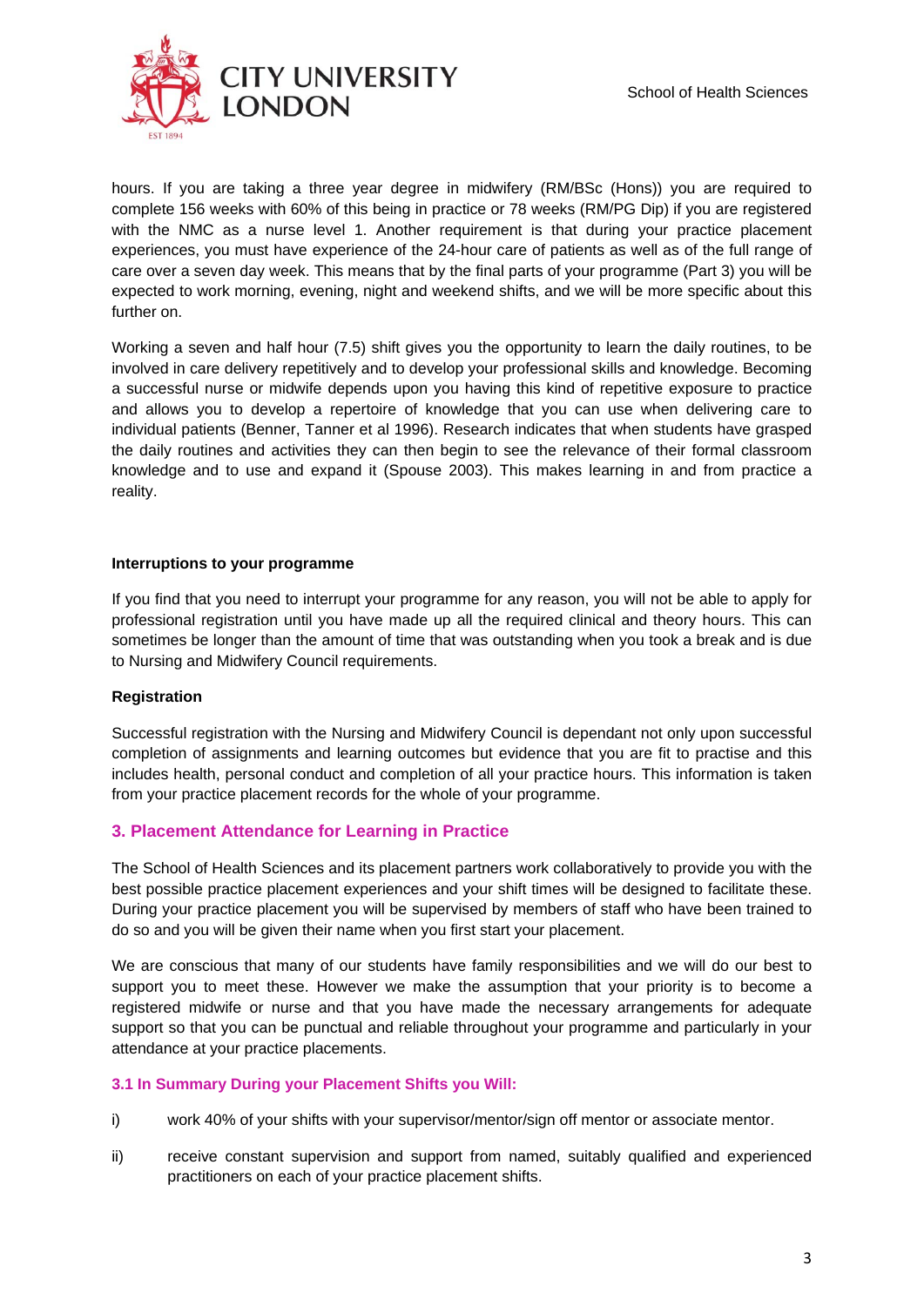hours. If you are taking a three year degree in midwifery (RM/BSc (Hons)) you are required to complete 156 weeks with 60% of this being in practice or 78 weeks (RM/PG Dip) if you are registered with the NMC as a nurse level 1. Another requirement is that during your practice placement experiences, you must have experience of the 24-hour care of patients as well as of the full range of care over a seven day week. This means that by the final parts of your programme (Part 3) you will be expected to work morning, evening, night and weekend shifts, and we will be more specific about this further on.

Working a seven and half hour (7.5) shift gives you the opportunity to learn the daily routines, to be involved in care delivery repetitively and to develop your professional skills and knowledge. Becoming a successful nurse or midwife depends upon you having this kind of repetitive exposure to practice and allows you to develop a repertoire of knowledge that you can use when delivering care to individual patients (Benner, Tanner et al 1996). Research indicates that when students have grasped the daily routines and activities they can then begin to see the relevance of their formal classroom knowledge and to use and expand it (Spouse 2003). This makes learning in and from practice a reality.

**Interruptions to your programme**

If you find that you need to interrupt your programme for any reason, you will not be able to apply for professional registration until you have made up all the required clinical and theory hours. This can sometimes be longer than the amount of time that was outstanding when you took a break and is due to Nursing and Midwifery Council requirements.

**Registration**

Successful registration with the Nursing and Midwifery Council is dependant not only upon successful completion of assignments and learning outcomes but evidence that you are fit to practise and this includes health, personal conduct and completion of all your practice hours. This information is taken from your practice placement records for the whole of your programme.

## 3. Placement Attendance for Learning in Practice

The School of Health Sciences and its placement partners work collaboratively to provide you with the best possible practice placement experiences and your shift times will be designed to facilitate these. During your practice placement you will be supervised by members of staff who have been trained to do so and you will be given their name when you first start your placement.

We are conscious that many of our students have family responsibilities and we will do our best to support you to meet these. However we make the assumption that your priority is to become a registered midwife or nurse and that you have made the necessary arrangements for adequate support so that you can be punctual and reliable throughout your programme and particularly in your attendance at your practice placements.

### 3.1 In Summary During your Placement Shifts you Will:

i) work 40% of your shifts with your supervisor/mentor/sign off mentor or associate mentor.

ii) receive constant supervision and support from named, suitably qualified and experienced practitioners on each of your practice placement shifts.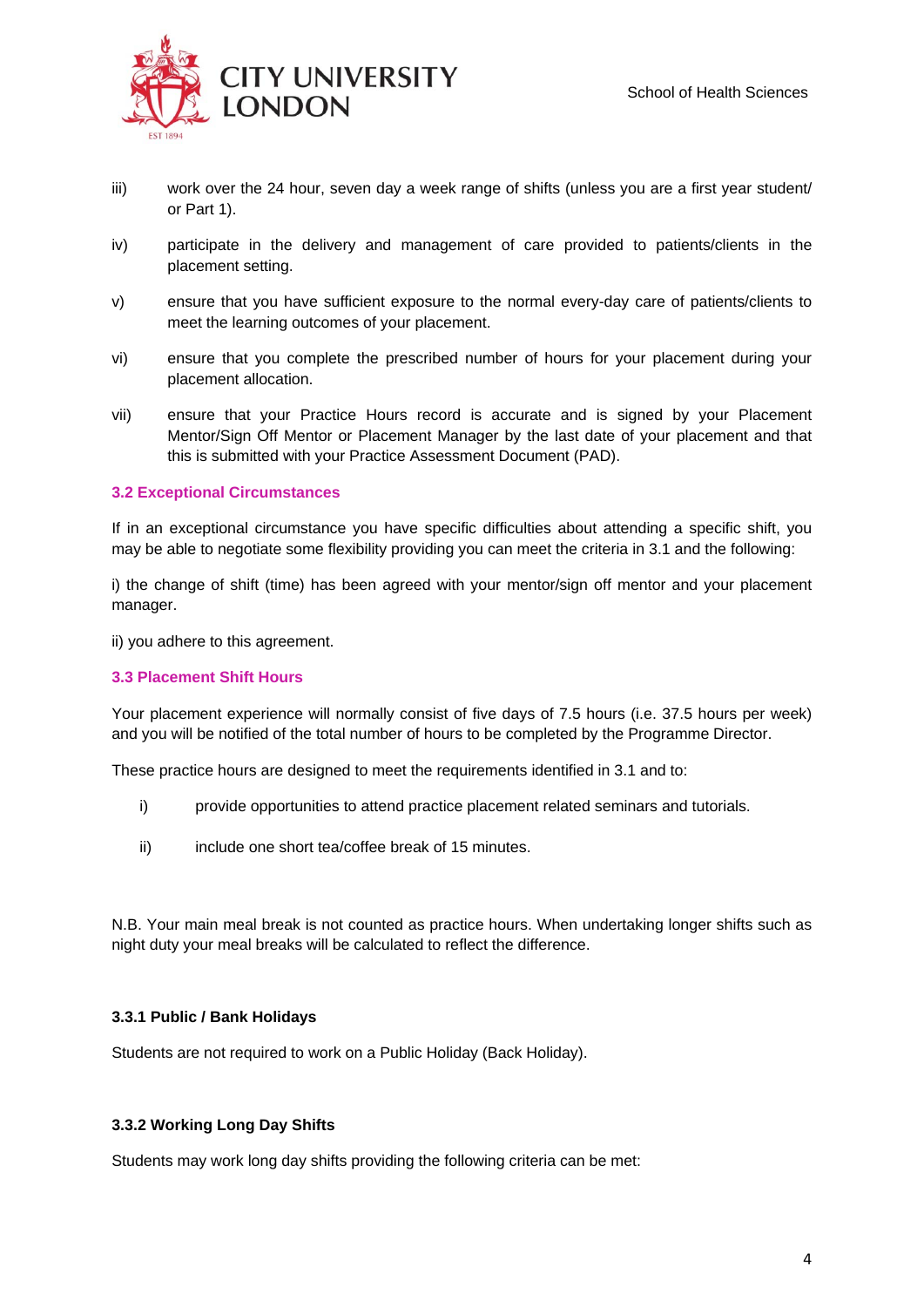iii) work over the 24 hour, seven day a week range of shifts (unless you are a first year student/ or Part 1).

iv) participate in the delivery and management of care provided to patients/clients in the placement setting.

v) ensure that you have sufficient exposure to the normal every-day care of patients/clients to meet the learning outcomes of your placement.

vi) ensure that you complete the prescribed number of hours for your placement during your placement allocation.

vii) ensure that your Practice Hours record is accurate and is signed by your Placement Mentor/Sign Off Mentor or Placement Manager by the last date of your placement and that this is submitted with your Practice Assessment Document (PAD).

### 3.2 Exceptional Circumstances

If in an exceptional circumstance you have specific difficulties about attending a specific shift, you may be able to negotiate some flexibility providing you can meet the criteria in 3.1 and the following:

i) the change of shift (time) has been agreed with your mentor/sign off mentor and your placement manager.

ii) you adhere to this agreement.

### 3.3 Placement Shift Hours

Your placement experience will normally consist of five days of 7.5 hours (i.e. 37.5 hours per week) and you will be notified of the total number of hours to be completed by the Programme Director.

These practice hours are designed to meet the requirements identified in 3.1 and to:

i) provide opportunities to attend practice placement related seminars and tutorials.

ii) include one short tea/coffee break of 15 minutes.

N.B. Your main meal break is not counted as practice hours. When undertaking longer shifts such as night duty your meal breaks will be calculated to reflect the difference.

#### 3.3.1 Public / Bank Holidays

Students are not required to work on a Public Holiday (Back Holiday).

#### 3.3.2 Working Long Day Shifts

Students may work long day shifts providing the following criteria can be met: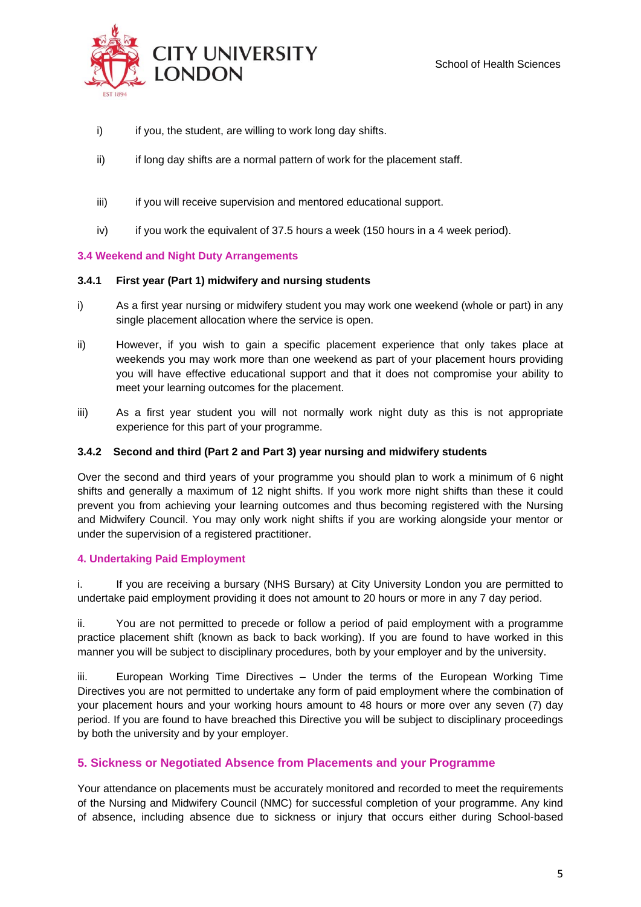i) if you, the student, are willing to work long day shifts.

ii) if long day shifts are a normal pattern of work for the placement staff.

iii) if you will receive supervision and mentored educational support.

iv) if you work the equivalent of 37.5 hours a week (150 hours in a 4 week period).

### 3.4 Weekend and Night Duty Arrangements

#### 3.4.1 First year (Part 1) midwifery and nursing students

i) As a first year nursing or midwifery student you may work one weekend (whole or part) in any single placement allocation where the service is open.

ii) However, if you wish to gain a specific placement experience that only takes place at weekends you may work more than one weekend as part of your placement hours providing you will have effective educational support and that it does not compromise your ability to meet your learning outcomes for the placement.

iii) As a first year student you will not normally work night duty as this is not appropriate experience for this part of your programme.

#### 3.4.2 Second and third (Part 2 and Part 3) year nursing and midwifery students

Over the second and third years of your programme you should plan to work a minimum of 6 night shifts and generally a maximum of 12 night shifts. If you work more night shifts than these it could prevent you from achieving your learning outcomes and thus becoming registered with the Nursing and Midwifery Council. You may only work night shifts if you are working alongside your mentor or under the supervision of a registered practitioner.

### 4. Undertaking Paid Employment

i. If you are receiving a bursary (NHS Bursary) at City University London you are permitted to undertake paid employment providing it does not amount to 20 hours or more in any 7 day period.

ii. You are not permitted to precede or follow a period of paid employment with a programme practice placement shift (known as back to back working). If you are found to have worked in this manner you will be subject to disciplinary procedures, both by your employer and by the university.

iii. European Working Time Directives – Under the terms of the European Working Time Directives you are not permitted to undertake any form of paid employment where the combination of your placement hours and your working hours amount to 48 hours or more over any seven (7) day period. If you are found to have breached this Directive you will be subject to disciplinary proceedings by both the university and by your employer.

## 5. Sickness or Negotiated Absence from Placements and your Programme

Your attendance on placements must be accurately monitored and recorded to meet the requirements of the Nursing and Midwifery Council (NMC) for successful completion of your programme. Any kind of absence, including absence due to sickness or injury that occurs either during School-based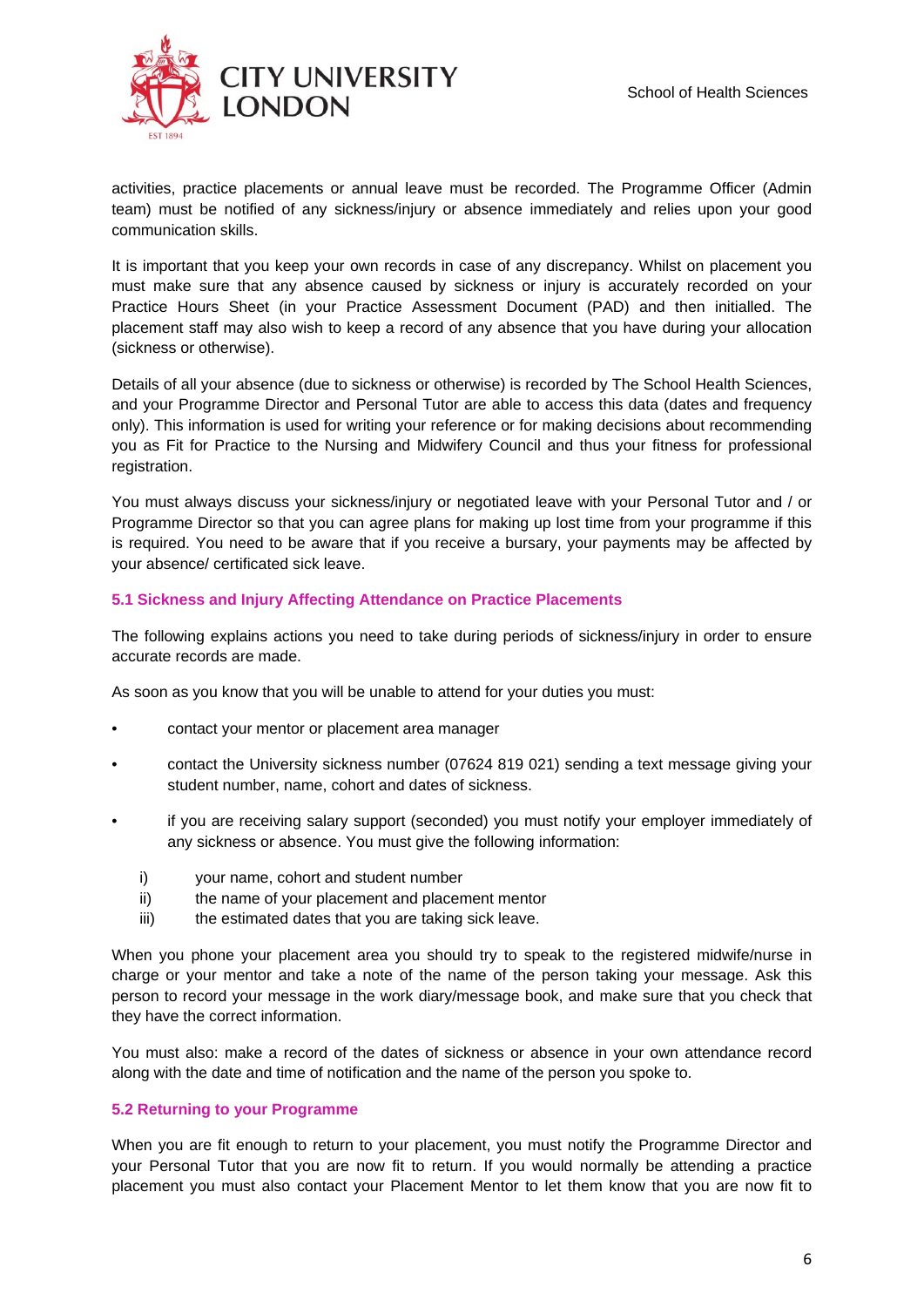activities, practice placements or annual leave must be recorded. The Programme Officer (Admin team) must be notified of any sickness/injury or absence immediately and relies upon your good communication skills.

It is important that you keep your own records in case of any discrepancy. Whilst on placement you must make sure that any absence caused by sickness or injury is accurately recorded on your Practice Hours Sheet (in your Practice Assessment Document (PAD) and then initialled. The placement staff may also wish to keep a record of any absence that you have during your allocation (sickness or otherwise).

Details of all your absence (due to sickness or otherwise) is recorded by The School Health Sciences, and your Programme Director and Personal Tutor are able to access this data (dates and frequency only). This information is used for writing your reference or for making decisions about recommending you as Fit for Practice to the Nursing and Midwifery Council and thus your fitness for professional registration.

You must always discuss your sickness/injury or negotiated leave with your Personal Tutor and / or Programme Director so that you can agree plans for making up lost time from your programme if this is required. You need to be aware that if you receive a bursary, your payments may be affected by your absence/ certificated sick leave.

### 5.1 Sickness and Injury Affecting Attendance on Practice Placements

The following explains actions you need to take during periods of sickness/injury in order to ensure accurate records are made.

As soon as you know that you will be unable to attend for your duties you must:

- contact your mentor or placement area manager
- contact the University sickness number (07624 819 021) sending a text message giving your student number, name, cohort and dates of sickness.
- if you are receiving salary support (seconded) you must notify your employer immediately of any sickness or absence. You must give the following information:

  i) your name, cohort and student number
  ii) the name of your placement and placement mentor
  iii) the estimated dates that you are taking sick leave.

When you phone your placement area you should try to speak to the registered midwife/nurse in charge or your mentor and take a note of the name of the person taking your message. Ask this person to record your message in the work diary/message book, and make sure that you check that they have the correct information.

You must also: make a record of the dates of sickness or absence in your own attendance record along with the date and time of notification and the name of the person you spoke to.

### 5.2 Returning to your Programme

When you are fit enough to return to your placement, you must notify the Programme Director and your Personal Tutor that you are now fit to return. If you would normally be attending a practice placement you must also contact your Placement Mentor to let them know that you are now fit to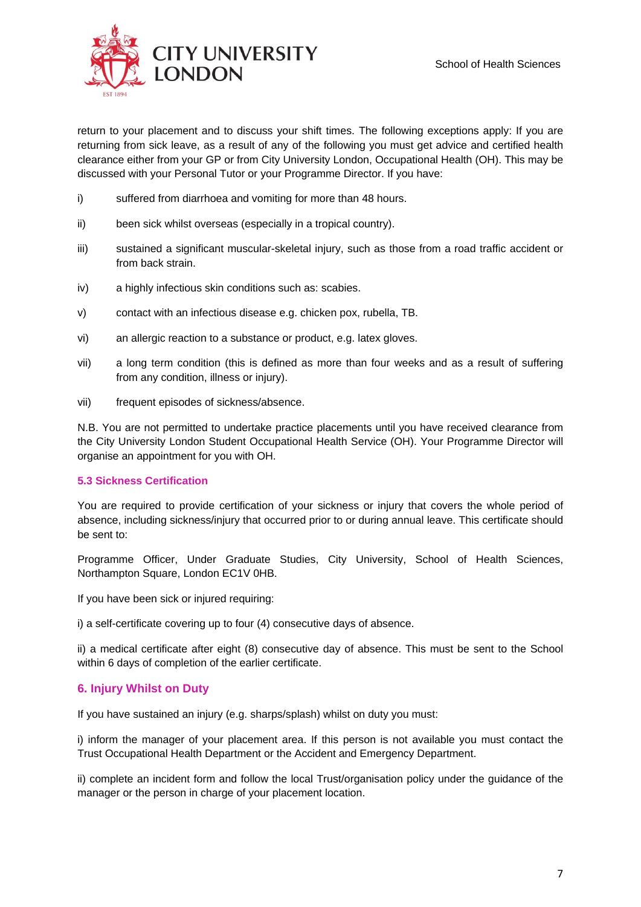return to your placement and to discuss your shift times. The following exceptions apply: If you are returning from sick leave, as a result of any of the following you must get advice and certified health clearance either from your GP or from City University London, Occupational Health (OH). This may be discussed with your Personal Tutor or your Programme Director. If you have:

i) suffered from diarrhoea and vomiting for more than 48 hours.

ii) been sick whilst overseas (especially in a tropical country).

iii) sustained a significant muscular-skeletal injury, such as those from a road traffic accident or from back strain.

iv) a highly infectious skin conditions such as: scabies.

v) contact with an infectious disease e.g. chicken pox, rubella, TB.

vi) an allergic reaction to a substance or product, e.g. latex gloves.

vii) a long term condition (this is defined as more than four weeks and as a result of suffering from any condition, illness or injury).

vii) frequent episodes of sickness/absence.

N.B. You are not permitted to undertake practice placements until you have received clearance from the City University London Student Occupational Health Service (OH). Your Programme Director will organise an appointment for you with OH.

### 5.3 Sickness Certification

You are required to provide certification of your sickness or injury that covers the whole period of absence, including sickness/injury that occurred prior to or during annual leave. This certificate should be sent to:

Programme Officer, Under Graduate Studies, City University, School of Health Sciences, Northampton Square, London EC1V 0HB.

If you have been sick or injured requiring:

i) a self-certificate covering up to four (4) consecutive days of absence.

ii) a medical certificate after eight (8) consecutive day of absence. This must be sent to the School within 6 days of completion of the earlier certificate.

## 6. Injury Whilst on Duty

If you have sustained an injury (e.g. sharps/splash) whilst on duty you must:

i) inform the manager of your placement area. If this person is not available you must contact the Trust Occupational Health Department or the Accident and Emergency Department.

ii) complete an incident form and follow the local Trust/organisation policy under the guidance of the manager or the person in charge of your placement location.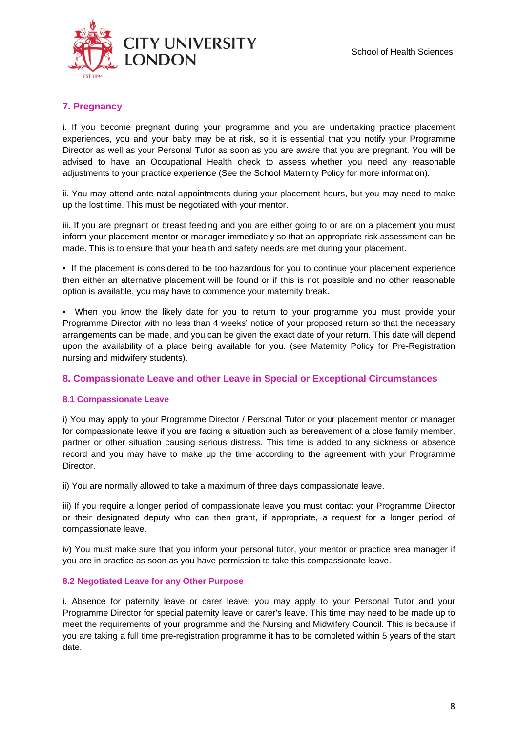## 7. Pregnancy

i. If you become pregnant during your programme and you are undertaking practice placement experiences, you and your baby may be at risk, so it is essential that you notify your Programme Director as well as your Personal Tutor as soon as you are aware that you are pregnant. You will be advised to have an Occupational Health check to assess whether you need any reasonable adjustments to your practice experience (See the School Maternity Policy for more information).

ii. You may attend ante-natal appointments during your placement hours, but you may need to make up the lost time. This must be negotiated with your mentor.

iii. If you are pregnant or breast feeding and you are either going to or are on a placement you must inform your placement mentor or manager immediately so that an appropriate risk assessment can be made. This is to ensure that your health and safety needs are met during your placement.

- If the placement is considered to be too hazardous for you to continue your placement experience then either an alternative placement will be found or if this is not possible and no other reasonable option is available, you may have to commence your maternity break.
- When you know the likely date for you to return to your programme you must provide your Programme Director with no less than 4 weeks' notice of your proposed return so that the necessary arrangements can be made, and you can be given the exact date of your return. This date will depend upon the availability of a place being available for you. (see Maternity Policy for Pre-Registration nursing and midwifery students).

## 8. Compassionate Leave and other Leave in Special or Exceptional Circumstances

### 8.1 Compassionate Leave

i) You may apply to your Programme Director / Personal Tutor or your placement mentor or manager for compassionate leave if you are facing a situation such as bereavement of a close family member, partner or other situation causing serious distress. This time is added to any sickness or absence record and you may have to make up the time according to the agreement with your Programme Director.

ii) You are normally allowed to take a maximum of three days compassionate leave.

iii) If you require a longer period of compassionate leave you must contact your Programme Director or their designated deputy who can then grant, if appropriate, a request for a longer period of compassionate leave.

iv) You must make sure that you inform your personal tutor, your mentor or practice area manager if you are in practice as soon as you have permission to take this compassionate leave.

### 8.2 Negotiated Leave for any Other Purpose

i. Absence for paternity leave or carer leave: you may apply to your Personal Tutor and your Programme Director for special paternity leave or carer's leave. This time may need to be made up to meet the requirements of your programme and the Nursing and Midwifery Council. This is because if you are taking a full time pre-registration programme it has to be completed within 5 years of the start date.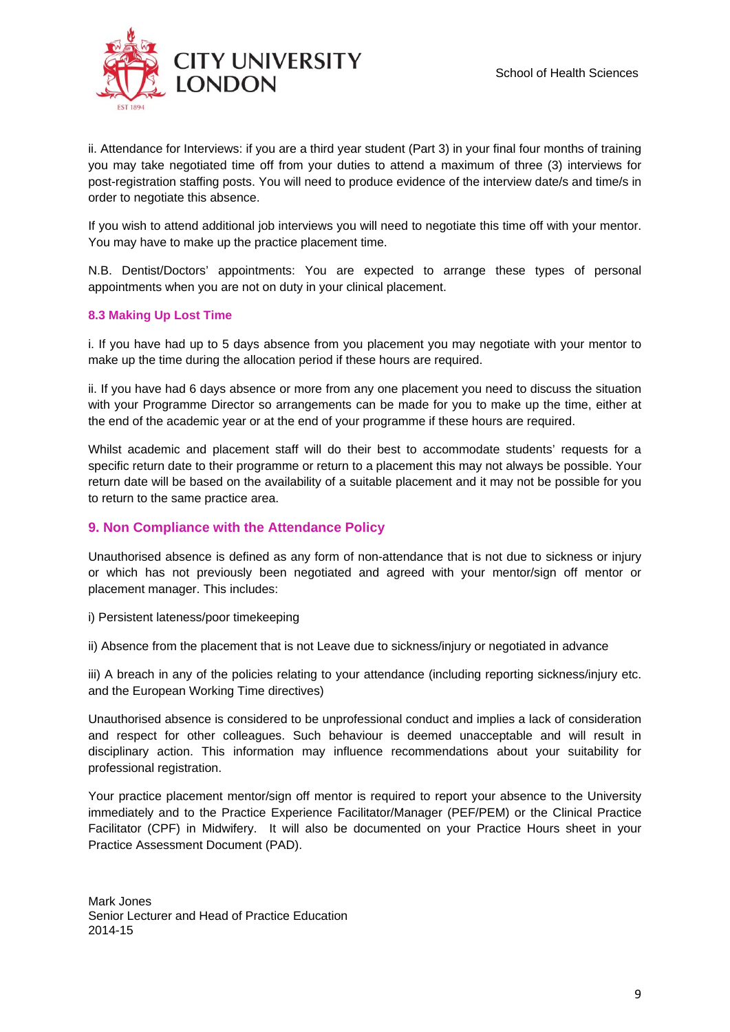ii. Attendance for Interviews: if you are a third year student (Part 3) in your final four months of training you may take negotiated time off from your duties to attend a maximum of three (3) interviews for post-registration staffing posts. You will need to produce evidence of the interview date/s and time/s in order to negotiate this absence.

If you wish to attend additional job interviews you will need to negotiate this time off with your mentor. You may have to make up the practice placement time.

N.B. Dentist/Doctors' appointments: You are expected to arrange these types of personal appointments when you are not on duty in your clinical placement.

### 8.3 Making Up Lost Time

i. If you have had up to 5 days absence from you placement you may negotiate with your mentor to make up the time during the allocation period if these hours are required.

ii. If you have had 6 days absence or more from any one placement you need to discuss the situation with your Programme Director so arrangements can be made for you to make up the time, either at the end of the academic year or at the end of your programme if these hours are required.

Whilst academic and placement staff will do their best to accommodate students' requests for a specific return date to their programme or return to a placement this may not always be possible. Your return date will be based on the availability of a suitable placement and it may not be possible for you to return to the same practice area.

## 9. Non Compliance with the Attendance Policy

Unauthorised absence is defined as any form of non-attendance that is not due to sickness or injury or which has not previously been negotiated and agreed with your mentor/sign off mentor or placement manager. This includes:

i) Persistent lateness/poor timekeeping

ii) Absence from the placement that is not Leave due to sickness/injury or negotiated in advance

iii) A breach in any of the policies relating to your attendance (including reporting sickness/injury etc. and the European Working Time directives)

Unauthorised absence is considered to be unprofessional conduct and implies a lack of consideration and respect for other colleagues. Such behaviour is deemed unacceptable and will result in disciplinary action. This information may influence recommendations about your suitability for professional registration.

Your practice placement mentor/sign off mentor is required to report your absence to the University immediately and to the Practice Experience Facilitator/Manager (PEF/PEM) or the Clinical Practice Facilitator (CPF) in Midwifery. It will also be documented on your Practice Hours sheet in your Practice Assessment Document (PAD).

Mark Jones
Senior Lecturer and Head of Practice Education
2014-15